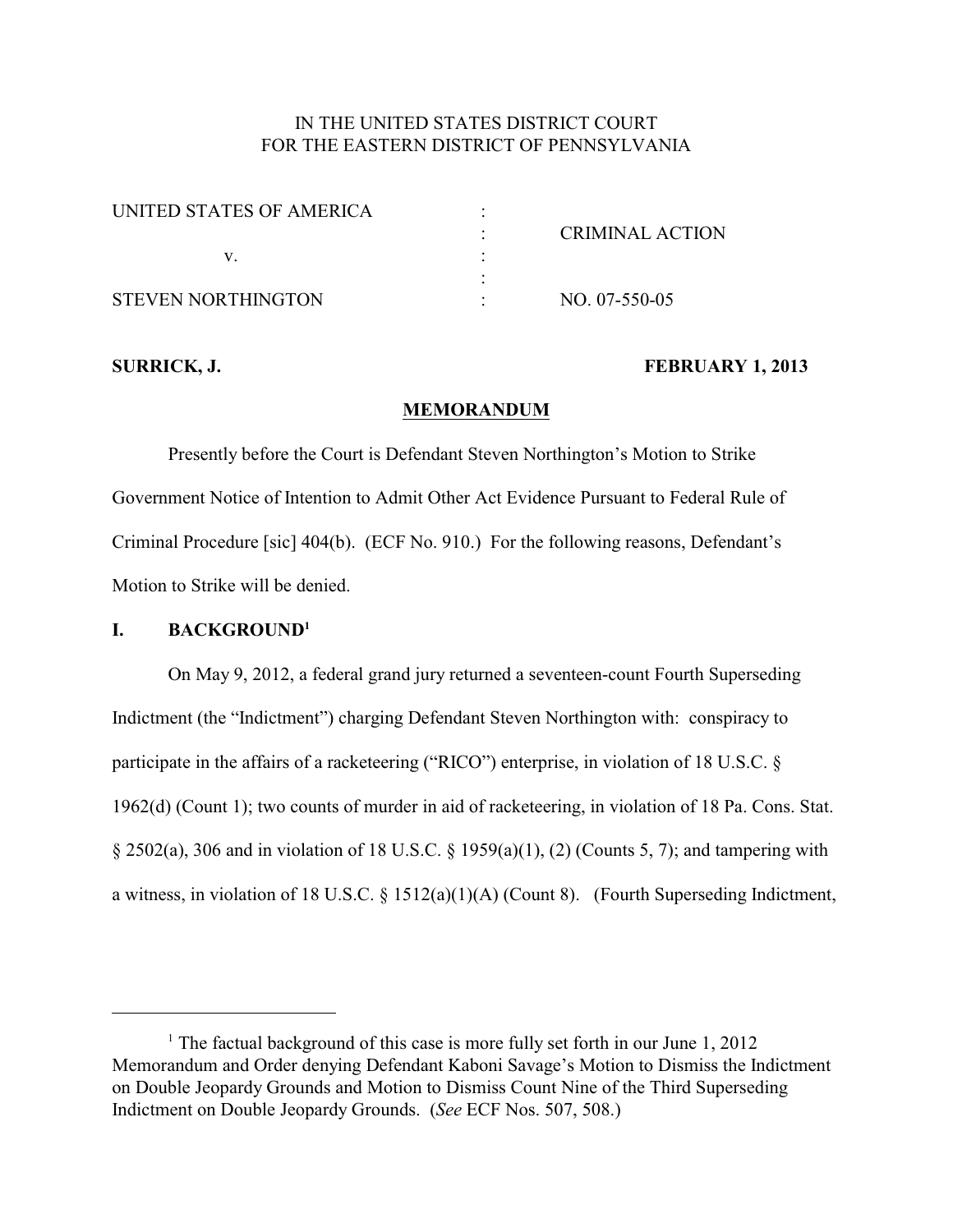IN THE UNITED STATES DISTRICT COURT
FOR THE EASTERN DISTRICT OF PENNSYLVANIA

| | | |
|---|---|---|
| UNITED STATES OF AMERICA | : | |
| | : | CRIMINAL ACTION |
| v. | : | |
| | : | |
| STEVEN NORTHINGTON | : | NO. 07-550-05 |

**SURRICK, J.** **FEBRUARY 1, 2013**

**MEMORANDUM**

Presently before the Court is Defendant Steven Northington's Motion to Strike Government Notice of Intention to Admit Other Act Evidence Pursuant to Federal Rule of Criminal Procedure [sic] 404(b). (ECF No. 910.) For the following reasons, Defendant's Motion to Strike will be denied.

## I. BACKGROUND[1]

On May 9, 2012, a federal grand jury returned a seventeen-count Fourth Superseding Indictment (the "Indictment") charging Defendant Steven Northington with: conspiracy to participate in the affairs of a racketeering ("RICO") enterprise, in violation of 18 U.S.C. § 1962(d) (Count 1); two counts of murder in aid of racketeering, in violation of 18 Pa. Cons. Stat. § 2502(a), 306 and in violation of 18 U.S.C. § 1959(a)(1), (2) (Counts 5, 7); and tampering with a witness, in violation of 18 U.S.C. § 1512(a)(1)(A) (Count 8). (Fourth Superseding Indictment,

[1] The factual background of this case is more fully set forth in our June 1, 2012 Memorandum and Order denying Defendant Kaboni Savage's Motion to Dismiss the Indictment on Double Jeopardy Grounds and Motion to Dismiss Count Nine of the Third Superseding Indictment on Double Jeopardy Grounds. (*See* ECF Nos. 507, 508.)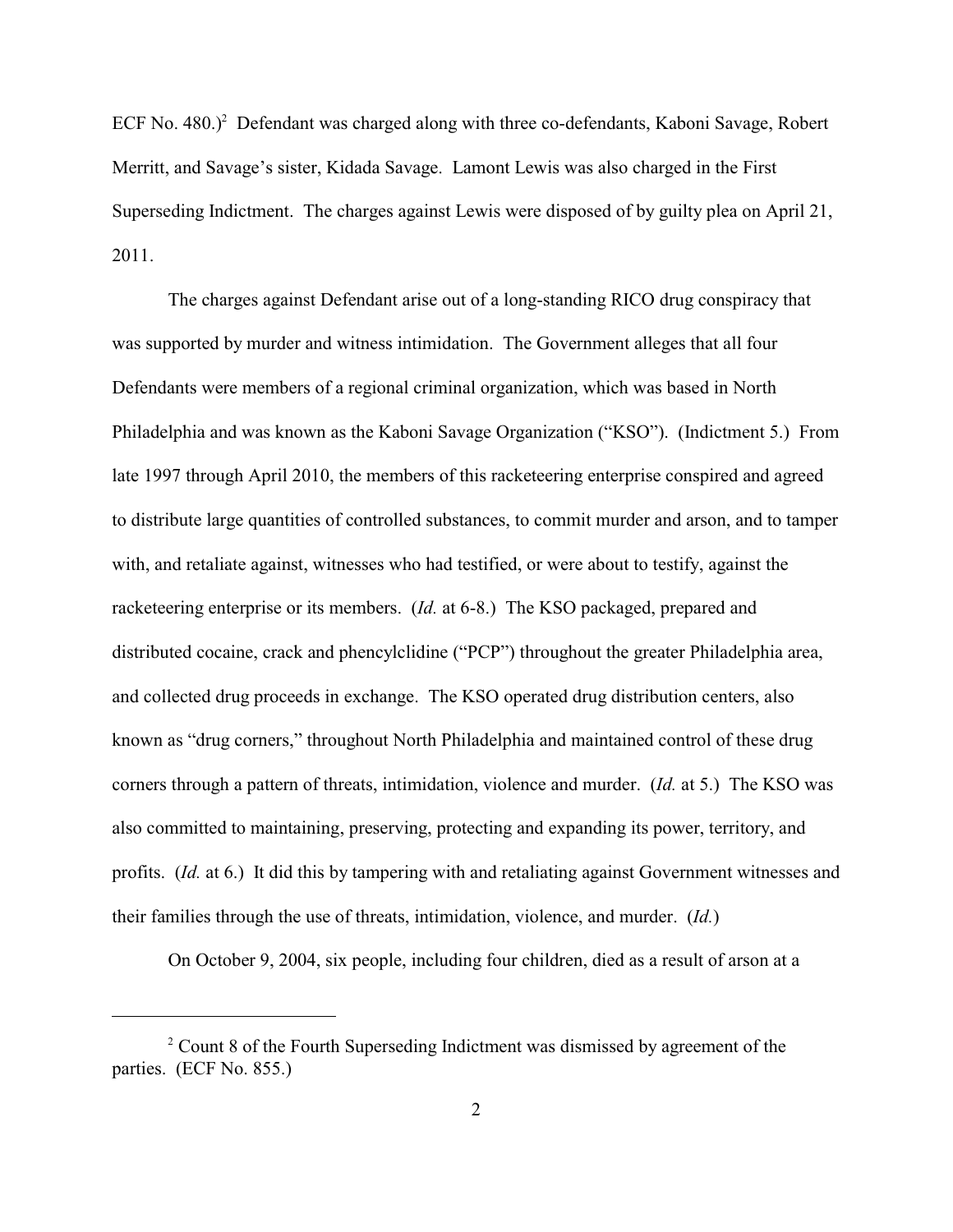ECF No. 480.)[2] Defendant was charged along with three co-defendants, Kaboni Savage, Robert Merritt, and Savage's sister, Kidada Savage. Lamont Lewis was also charged in the First Superseding Indictment. The charges against Lewis were disposed of by guilty plea on April 21, 2011.

The charges against Defendant arise out of a long-standing RICO drug conspiracy that was supported by murder and witness intimidation. The Government alleges that all four Defendants were members of a regional criminal organization, which was based in North Philadelphia and was known as the Kaboni Savage Organization ("KSO"). (Indictment 5.) From late 1997 through April 2010, the members of this racketeering enterprise conspired and agreed to distribute large quantities of controlled substances, to commit murder and arson, and to tamper with, and retaliate against, witnesses who had testified, or were about to testify, against the racketeering enterprise or its members. (*Id.* at 6-8.) The KSO packaged, prepared and distributed cocaine, crack and phencylclidine ("PCP") throughout the greater Philadelphia area, and collected drug proceeds in exchange. The KSO operated drug distribution centers, also known as "drug corners," throughout North Philadelphia and maintained control of these drug corners through a pattern of threats, intimidation, violence and murder. (*Id.* at 5.) The KSO was also committed to maintaining, preserving, protecting and expanding its power, territory, and profits. (*Id.* at 6.) It did this by tampering with and retaliating against Government witnesses and their families through the use of threats, intimidation, violence, and murder. (*Id.*)

On October 9, 2004, six people, including four children, died as a result of arson at a

---

[2] Count 8 of the Fourth Superseding Indictment was dismissed by agreement of the parties. (ECF No. 855.)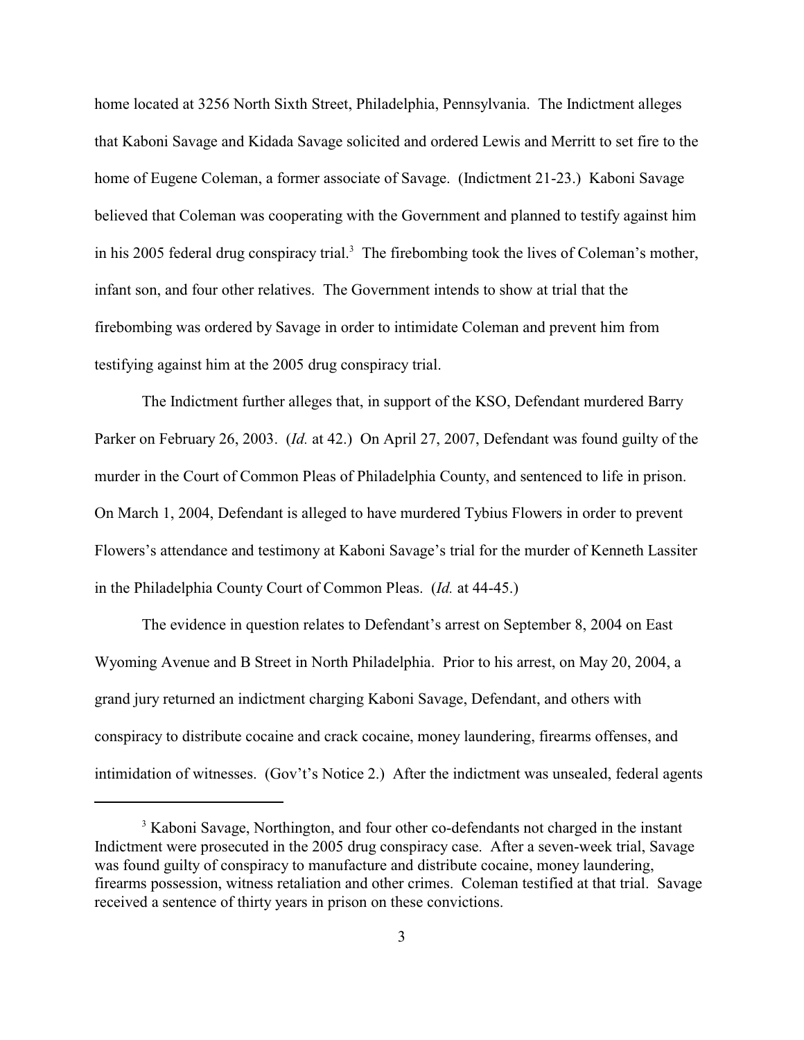home located at 3256 North Sixth Street, Philadelphia, Pennsylvania. The Indictment alleges that Kaboni Savage and Kidada Savage solicited and ordered Lewis and Merritt to set fire to the home of Eugene Coleman, a former associate of Savage. (Indictment 21-23.) Kaboni Savage believed that Coleman was cooperating with the Government and planned to testify against him in his 2005 federal drug conspiracy trial.[3] The firebombing took the lives of Coleman's mother, infant son, and four other relatives. The Government intends to show at trial that the firebombing was ordered by Savage in order to intimidate Coleman and prevent him from testifying against him at the 2005 drug conspiracy trial.

The Indictment further alleges that, in support of the KSO, Defendant murdered Barry Parker on February 26, 2003. (*Id.* at 42.) On April 27, 2007, Defendant was found guilty of the murder in the Court of Common Pleas of Philadelphia County, and sentenced to life in prison. On March 1, 2004, Defendant is alleged to have murdered Tybius Flowers in order to prevent Flowers's attendance and testimony at Kaboni Savage's trial for the murder of Kenneth Lassiter in the Philadelphia County Court of Common Pleas. (*Id.* at 44-45.)

The evidence in question relates to Defendant's arrest on September 8, 2004 on East Wyoming Avenue and B Street in North Philadelphia. Prior to his arrest, on May 20, 2004, a grand jury returned an indictment charging Kaboni Savage, Defendant, and others with conspiracy to distribute cocaine and crack cocaine, money laundering, firearms offenses, and intimidation of witnesses. (Gov't's Notice 2.) After the indictment was unsealed, federal agents

[3] Kaboni Savage, Northington, and four other co-defendants not charged in the instant Indictment were prosecuted in the 2005 drug conspiracy case. After a seven-week trial, Savage was found guilty of conspiracy to manufacture and distribute cocaine, money laundering, firearms possession, witness retaliation and other crimes. Coleman testified at that trial. Savage received a sentence of thirty years in prison on these convictions.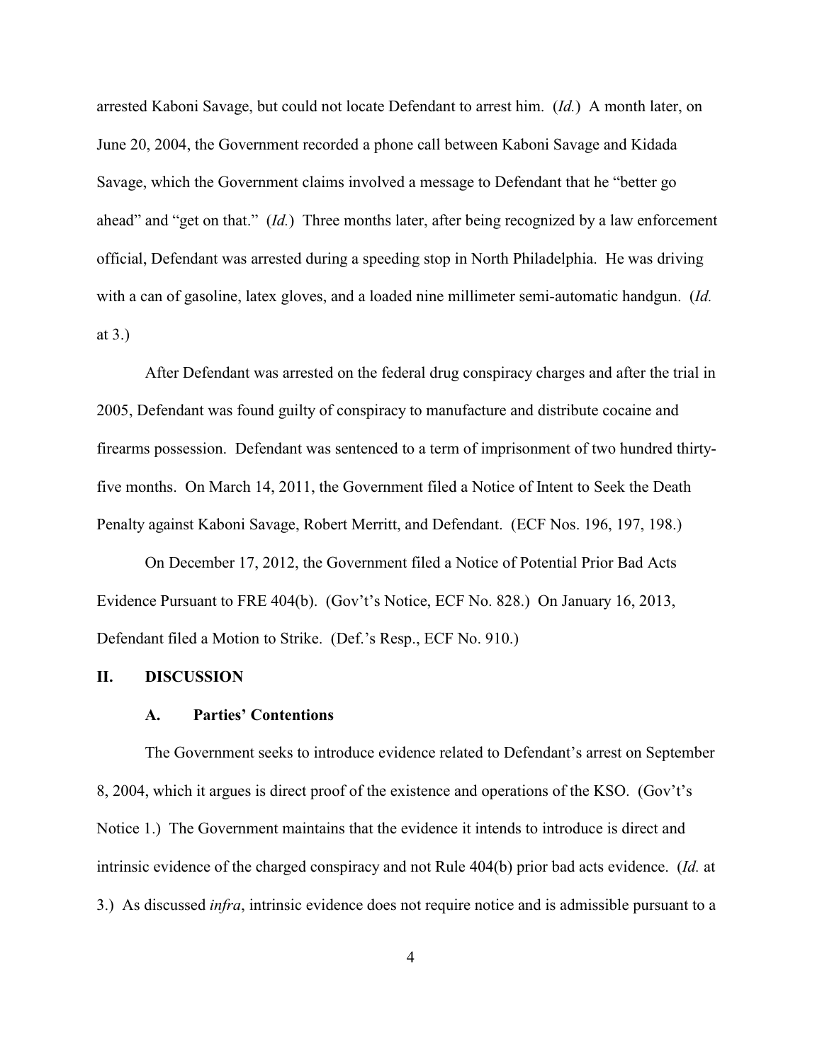arrested Kaboni Savage, but could not locate Defendant to arrest him. (*Id.*) A month later, on June 20, 2004, the Government recorded a phone call between Kaboni Savage and Kidada Savage, which the Government claims involved a message to Defendant that he "better go ahead" and "get on that." (*Id.*) Three months later, after being recognized by a law enforcement official, Defendant was arrested during a speeding stop in North Philadelphia. He was driving with a can of gasoline, latex gloves, and a loaded nine millimeter semi-automatic handgun. (*Id.* at 3.)

After Defendant was arrested on the federal drug conspiracy charges and after the trial in 2005, Defendant was found guilty of conspiracy to manufacture and distribute cocaine and firearms possession. Defendant was sentenced to a term of imprisonment of two hundred thirty-five months. On March 14, 2011, the Government filed a Notice of Intent to Seek the Death Penalty against Kaboni Savage, Robert Merritt, and Defendant. (ECF Nos. 196, 197, 198.)

On December 17, 2012, the Government filed a Notice of Potential Prior Bad Acts Evidence Pursuant to FRE 404(b). (Gov't's Notice, ECF No. 828.) On January 16, 2013, Defendant filed a Motion to Strike. (Def.'s Resp., ECF No. 910.)

## II. DISCUSSION

### A. Parties' Contentions

The Government seeks to introduce evidence related to Defendant's arrest on September 8, 2004, which it argues is direct proof of the existence and operations of the KSO. (Gov't's Notice 1.) The Government maintains that the evidence it intends to introduce is direct and intrinsic evidence of the charged conspiracy and not Rule 404(b) prior bad acts evidence. (*Id.* at 3.) As discussed *infra*, intrinsic evidence does not require notice and is admissible pursuant to a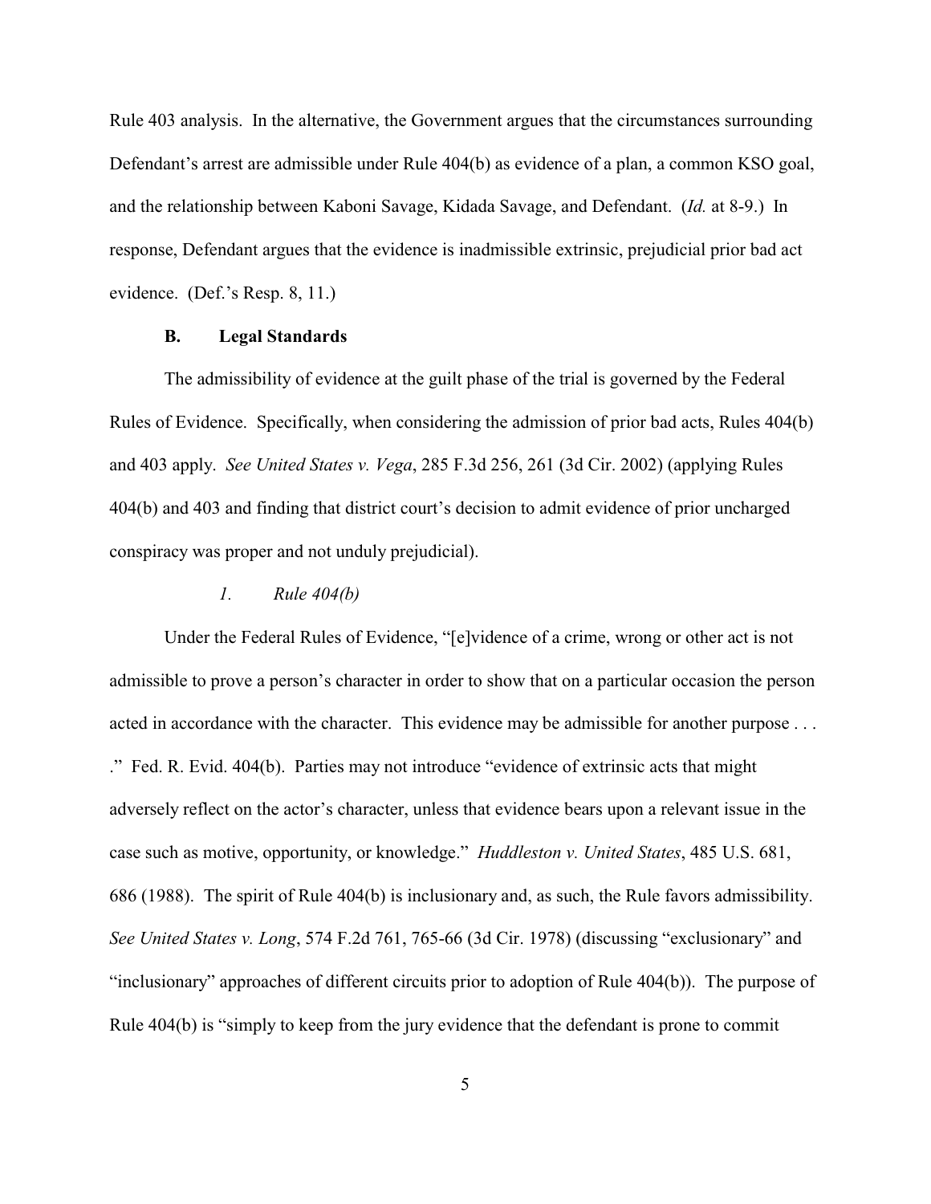Rule 403 analysis. In the alternative, the Government argues that the circumstances surrounding Defendant's arrest are admissible under Rule 404(b) as evidence of a plan, a common KSO goal, and the relationship between Kaboni Savage, Kidada Savage, and Defendant. (*Id.* at 8-9.) In response, Defendant argues that the evidence is inadmissible extrinsic, prejudicial prior bad act evidence. (Def.'s Resp. 8, 11.)

### B. Legal Standards

The admissibility of evidence at the guilt phase of the trial is governed by the Federal Rules of Evidence. Specifically, when considering the admission of prior bad acts, Rules 404(b) and 403 apply. *See United States v. Vega*, 285 F.3d 256, 261 (3d Cir. 2002) (applying Rules 404(b) and 403 and finding that district court's decision to admit evidence of prior uncharged conspiracy was proper and not unduly prejudicial).

#### *1. Rule 404(b)*

Under the Federal Rules of Evidence, "[e]vidence of a crime, wrong or other act is not admissible to prove a person's character in order to show that on a particular occasion the person acted in accordance with the character. This evidence may be admissible for another purpose . . . ." Fed. R. Evid. 404(b). Parties may not introduce "evidence of extrinsic acts that might adversely reflect on the actor's character, unless that evidence bears upon a relevant issue in the case such as motive, opportunity, or knowledge." *Huddleston v. United States*, 485 U.S. 681, 686 (1988). The spirit of Rule 404(b) is inclusionary and, as such, the Rule favors admissibility. *See United States v. Long*, 574 F.2d 761, 765-66 (3d Cir. 1978) (discussing "exclusionary" and "inclusionary" approaches of different circuits prior to adoption of Rule 404(b)). The purpose of Rule 404(b) is "simply to keep from the jury evidence that the defendant is prone to commit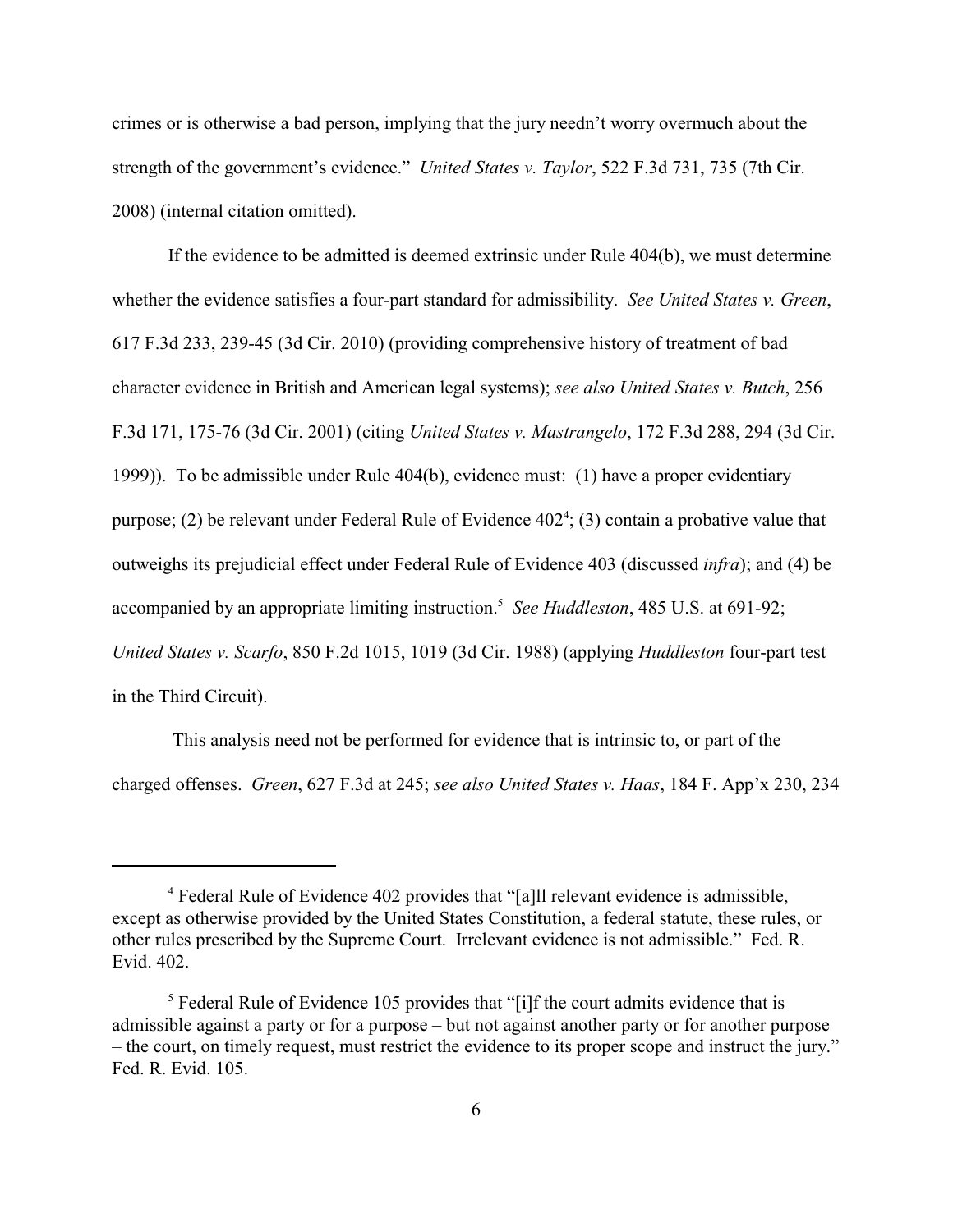crimes or is otherwise a bad person, implying that the jury needn't worry overmuch about the strength of the government's evidence." *United States v. Taylor*, 522 F.3d 731, 735 (7th Cir. 2008) (internal citation omitted).

If the evidence to be admitted is deemed extrinsic under Rule 404(b), we must determine whether the evidence satisfies a four-part standard for admissibility. *See United States v. Green*, 617 F.3d 233, 239-45 (3d Cir. 2010) (providing comprehensive history of treatment of bad character evidence in British and American legal systems); *see also United States v. Butch*, 256 F.3d 171, 175-76 (3d Cir. 2001) (citing *United States v. Mastrangelo*, 172 F.3d 288, 294 (3d Cir. 1999)). To be admissible under Rule 404(b), evidence must: (1) have a proper evidentiary purpose; (2) be relevant under Federal Rule of Evidence 402[4]; (3) contain a probative value that outweighs its prejudicial effect under Federal Rule of Evidence 403 (discussed *infra*); and (4) be accompanied by an appropriate limiting instruction.[5] *See Huddleston*, 485 U.S. at 691-92; *United States v. Scarfo*, 850 F.2d 1015, 1019 (3d Cir. 1988) (applying *Huddleston* four-part test in the Third Circuit).

This analysis need not be performed for evidence that is intrinsic to, or part of the charged offenses. *Green*, 627 F.3d at 245; *see also United States v. Haas*, 184 F. App'x 230, 234

---

[4] Federal Rule of Evidence 402 provides that "[a]ll relevant evidence is admissible, except as otherwise provided by the United States Constitution, a federal statute, these rules, or other rules prescribed by the Supreme Court. Irrelevant evidence is not admissible." Fed. R. Evid. 402.

[5] Federal Rule of Evidence 105 provides that "[i]f the court admits evidence that is admissible against a party or for a purpose – but not against another party or for another purpose – the court, on timely request, must restrict the evidence to its proper scope and instruct the jury." Fed. R. Evid. 105.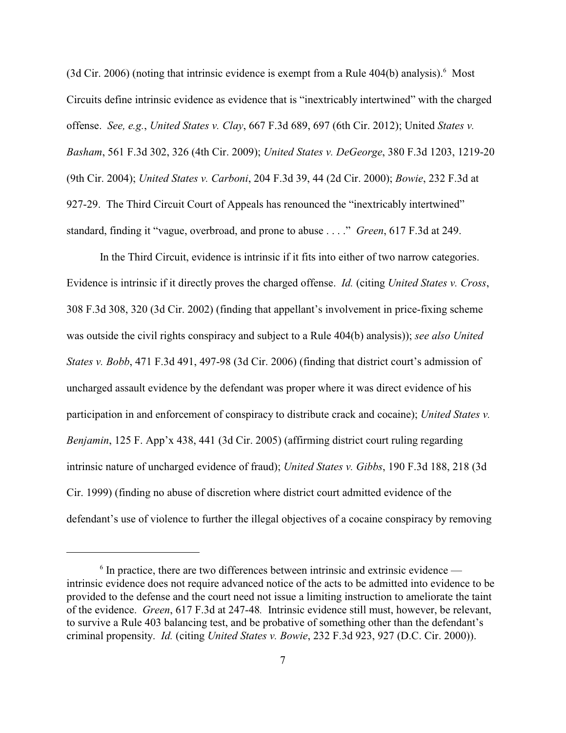(3d Cir. 2006) (noting that intrinsic evidence is exempt from a Rule 404(b) analysis).[6] Most Circuits define intrinsic evidence as evidence that is "inextricably intertwined" with the charged offense. *See, e.g.*, *United States v. Clay*, 667 F.3d 689, 697 (6th Cir. 2012); United *States v. Basham*, 561 F.3d 302, 326 (4th Cir. 2009); *United States v. DeGeorge*, 380 F.3d 1203, 1219-20 (9th Cir. 2004); *United States v. Carboni*, 204 F.3d 39, 44 (2d Cir. 2000); *Bowie*, 232 F.3d at 927-29. The Third Circuit Court of Appeals has renounced the "inextricably intertwined" standard, finding it "vague, overbroad, and prone to abuse . . . ." *Green*, 617 F.3d at 249.

In the Third Circuit, evidence is intrinsic if it fits into either of two narrow categories. Evidence is intrinsic if it directly proves the charged offense. *Id.* (citing *United States v. Cross*, 308 F.3d 308, 320 (3d Cir. 2002) (finding that appellant's involvement in price-fixing scheme was outside the civil rights conspiracy and subject to a Rule 404(b) analysis)); *see also United States v. Bobb*, 471 F.3d 491, 497-98 (3d Cir. 2006) (finding that district court's admission of uncharged assault evidence by the defendant was proper where it was direct evidence of his participation in and enforcement of conspiracy to distribute crack and cocaine); *United States v. Benjamin*, 125 F. App'x 438, 441 (3d Cir. 2005) (affirming district court ruling regarding intrinsic nature of uncharged evidence of fraud); *United States v. Gibbs*, 190 F.3d 188, 218 (3d Cir. 1999) (finding no abuse of discretion where district court admitted evidence of the defendant's use of violence to further the illegal objectives of a cocaine conspiracy by removing

---

[6] In practice, there are two differences between intrinsic and extrinsic evidence — intrinsic evidence does not require advanced notice of the acts to be admitted into evidence to be provided to the defense and the court need not issue a limiting instruction to ameliorate the taint of the evidence. *Green*, 617 F.3d at 247-48. Intrinsic evidence still must, however, be relevant, to survive a Rule 403 balancing test, and be probative of something other than the defendant's criminal propensity. *Id.* (citing *United States v. Bowie*, 232 F.3d 923, 927 (D.C. Cir. 2000)).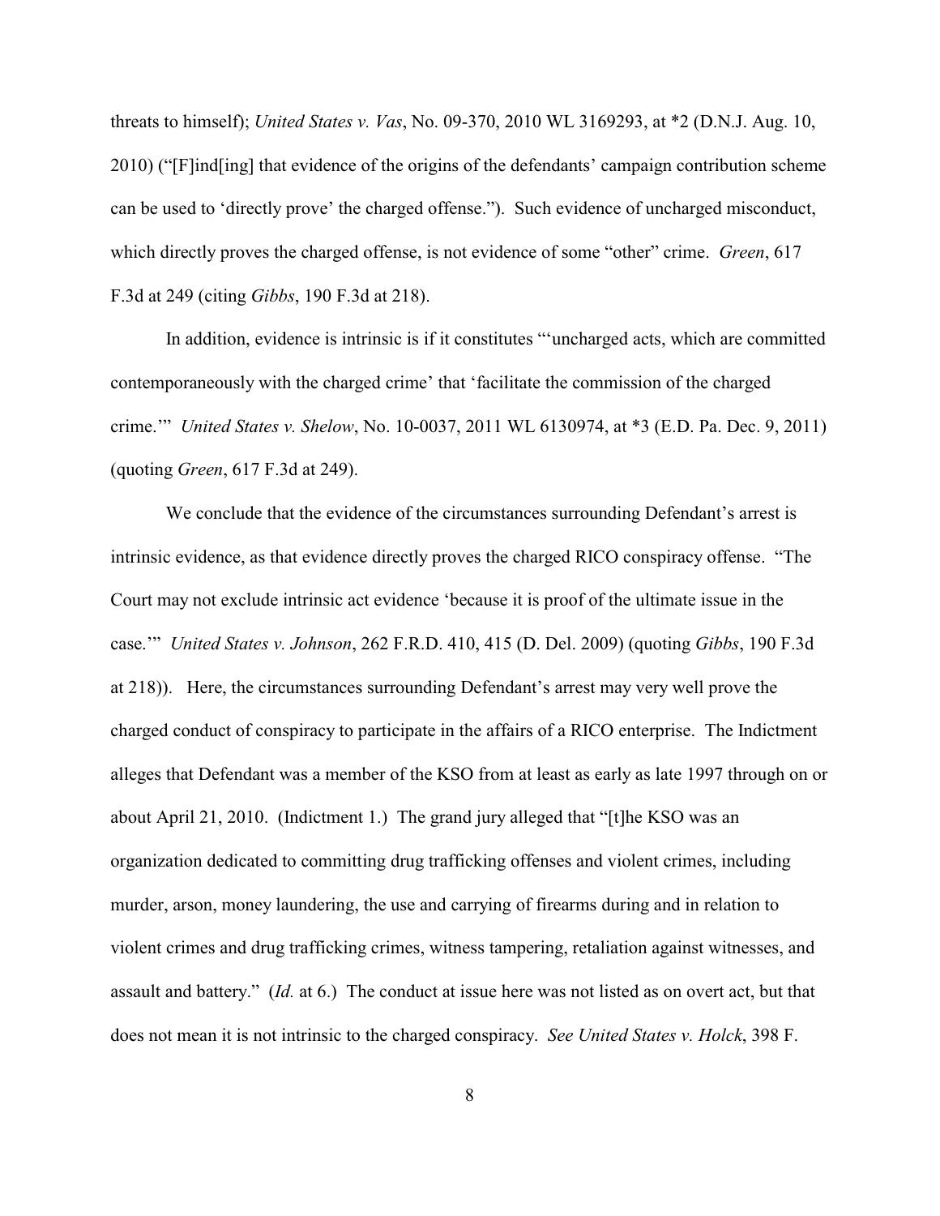threats to himself); *United States v. Vas*, No. 09-370, 2010 WL 3169293, at *2 (D.N.J. Aug. 10, 2010) ("[F]ind[ing] that evidence of the origins of the defendants' campaign contribution scheme can be used to 'directly prove' the charged offense."). Such evidence of uncharged misconduct, which directly proves the charged offense, is not evidence of some "other" crime. *Green*, 617 F.3d at 249 (citing *Gibbs*, 190 F.3d at 218).

In addition, evidence is intrinsic is if it constitutes "'uncharged acts, which are committed contemporaneously with the charged crime' that 'facilitate the commission of the charged crime.'" *United States v. Shelow*, No. 10-0037, 2011 WL 6130974, at *3 (E.D. Pa. Dec. 9, 2011) (quoting *Green*, 617 F.3d at 249).

We conclude that the evidence of the circumstances surrounding Defendant's arrest is intrinsic evidence, as that evidence directly proves the charged RICO conspiracy offense. "The Court may not exclude intrinsic act evidence 'because it is proof of the ultimate issue in the case.'" *United States v. Johnson*, 262 F.R.D. 410, 415 (D. Del. 2009) (quoting *Gibbs*, 190 F.3d at 218)). Here, the circumstances surrounding Defendant's arrest may very well prove the charged conduct of conspiracy to participate in the affairs of a RICO enterprise. The Indictment alleges that Defendant was a member of the KSO from at least as early as late 1997 through on or about April 21, 2010. (Indictment 1.) The grand jury alleged that "[t]he KSO was an organization dedicated to committing drug trafficking offenses and violent crimes, including murder, arson, money laundering, the use and carrying of firearms during and in relation to violent crimes and drug trafficking crimes, witness tampering, retaliation against witnesses, and assault and battery." (*Id.* at 6.) The conduct at issue here was not listed as on overt act, but that does not mean it is not intrinsic to the charged conspiracy. *See United States v. Holck*, 398 F.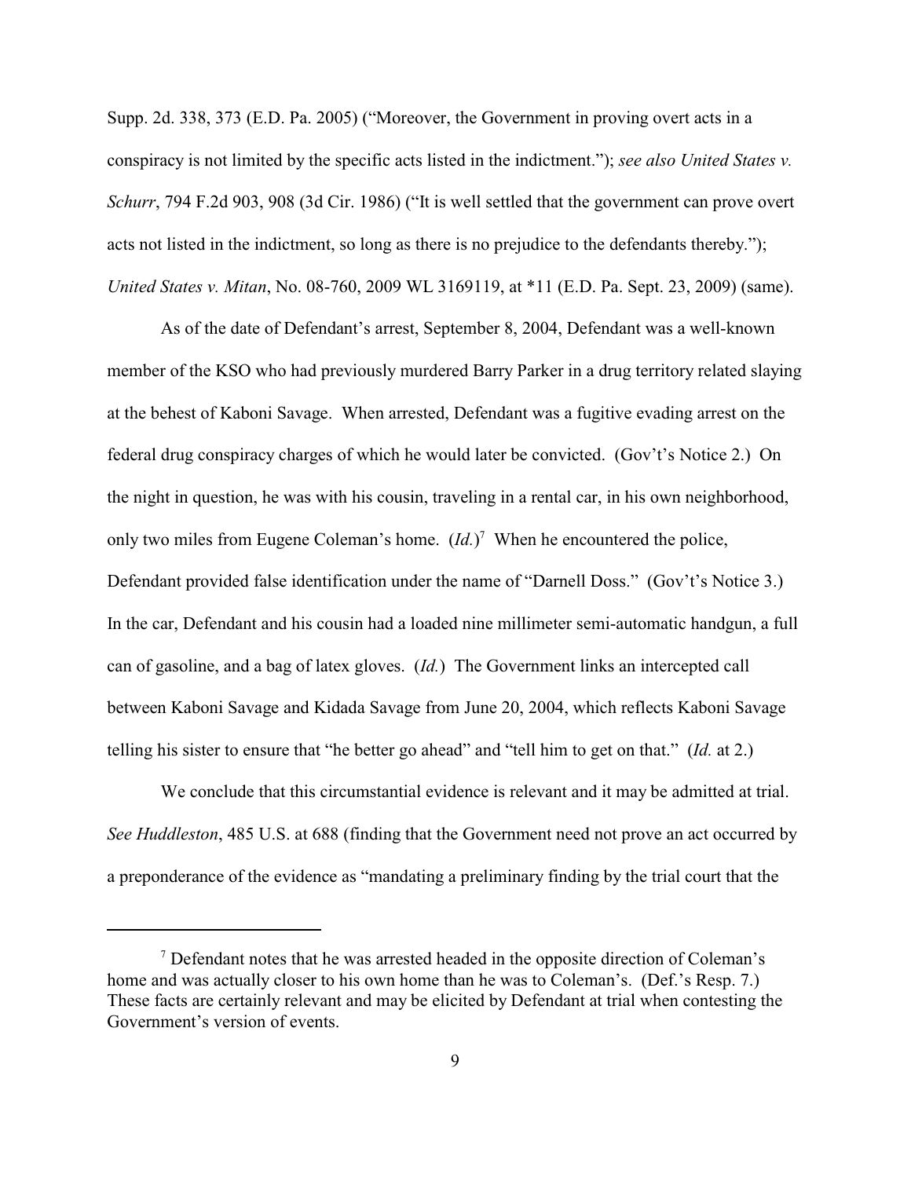Supp. 2d. 338, 373 (E.D. Pa. 2005) ("Moreover, the Government in proving overt acts in a conspiracy is not limited by the specific acts listed in the indictment."); *see also United States v. Schurr*, 794 F.2d 903, 908 (3d Cir. 1986) ("It is well settled that the government can prove overt acts not listed in the indictment, so long as there is no prejudice to the defendants thereby."); *United States v. Mitan*, No. 08-760, 2009 WL 3169119, at *11 (E.D. Pa. Sept. 23, 2009) (same).

As of the date of Defendant's arrest, September 8, 2004, Defendant was a well-known member of the KSO who had previously murdered Barry Parker in a drug territory related slaying at the behest of Kaboni Savage. When arrested, Defendant was a fugitive evading arrest on the federal drug conspiracy charges of which he would later be convicted. (Gov't's Notice 2.) On the night in question, he was with his cousin, traveling in a rental car, in his own neighborhood, only two miles from Eugene Coleman's home. (*Id.*)[7] When he encountered the police, Defendant provided false identification under the name of "Darnell Doss." (Gov't's Notice 3.) In the car, Defendant and his cousin had a loaded nine millimeter semi-automatic handgun, a full can of gasoline, and a bag of latex gloves. (*Id.*) The Government links an intercepted call between Kaboni Savage and Kidada Savage from June 20, 2004, which reflects Kaboni Savage telling his sister to ensure that "he better go ahead" and "tell him to get on that." (*Id.* at 2.)

We conclude that this circumstantial evidence is relevant and it may be admitted at trial. *See Huddleston*, 485 U.S. at 688 (finding that the Government need not prove an act occurred by a preponderance of the evidence as "mandating a preliminary finding by the trial court that the

---

[7] Defendant notes that he was arrested headed in the opposite direction of Coleman's home and was actually closer to his own home than he was to Coleman's. (Def.'s Resp. 7.) These facts are certainly relevant and may be elicited by Defendant at trial when contesting the Government's version of events.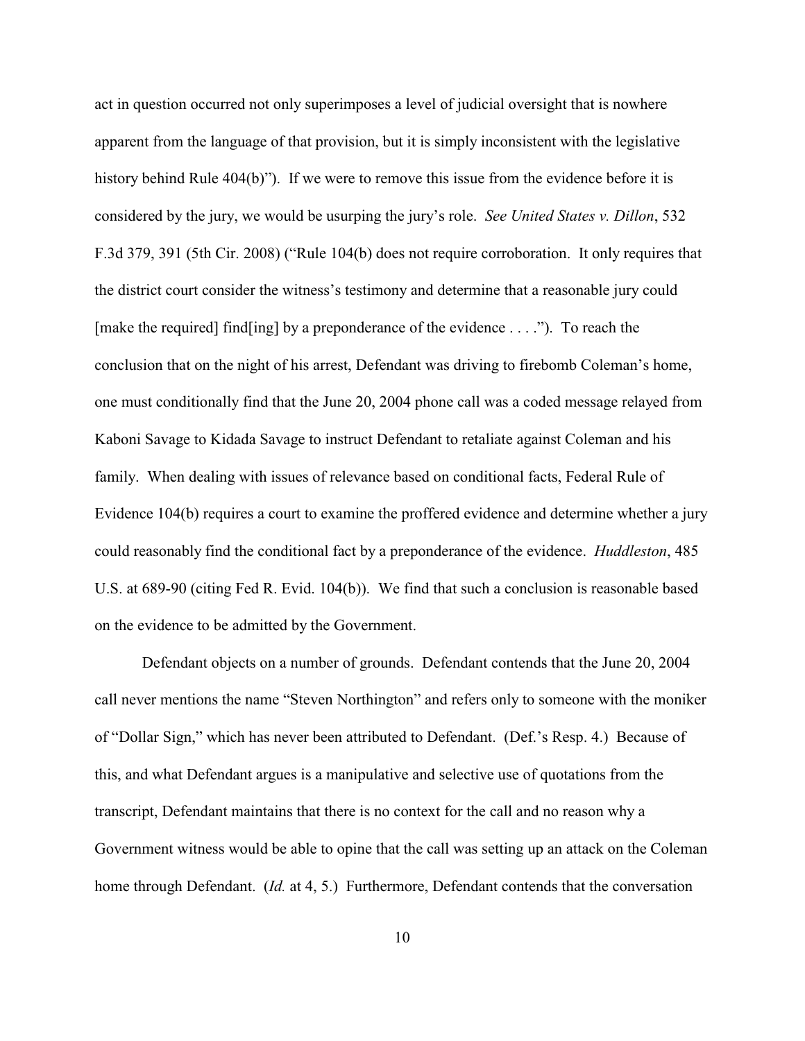act in question occurred not only superimposes a level of judicial oversight that is nowhere apparent from the language of that provision, but it is simply inconsistent with the legislative history behind Rule 404(b)"). If we were to remove this issue from the evidence before it is considered by the jury, we would be usurping the jury's role. *See United States v. Dillon*, 532 F.3d 379, 391 (5th Cir. 2008) ("Rule 104(b) does not require corroboration. It only requires that the district court consider the witness's testimony and determine that a reasonable jury could [make the required] find[ing] by a preponderance of the evidence . . . ."). To reach the conclusion that on the night of his arrest, Defendant was driving to firebomb Coleman's home, one must conditionally find that the June 20, 2004 phone call was a coded message relayed from Kaboni Savage to Kidada Savage to instruct Defendant to retaliate against Coleman and his family. When dealing with issues of relevance based on conditional facts, Federal Rule of Evidence 104(b) requires a court to examine the proffered evidence and determine whether a jury could reasonably find the conditional fact by a preponderance of the evidence. *Huddleston*, 485 U.S. at 689-90 (citing Fed R. Evid. 104(b)). We find that such a conclusion is reasonable based on the evidence to be admitted by the Government.

Defendant objects on a number of grounds. Defendant contends that the June 20, 2004 call never mentions the name "Steven Northington" and refers only to someone with the moniker of "Dollar Sign," which has never been attributed to Defendant. (Def.'s Resp. 4.) Because of this, and what Defendant argues is a manipulative and selective use of quotations from the transcript, Defendant maintains that there is no context for the call and no reason why a Government witness would be able to opine that the call was setting up an attack on the Coleman home through Defendant. (*Id.* at 4, 5.) Furthermore, Defendant contends that the conversation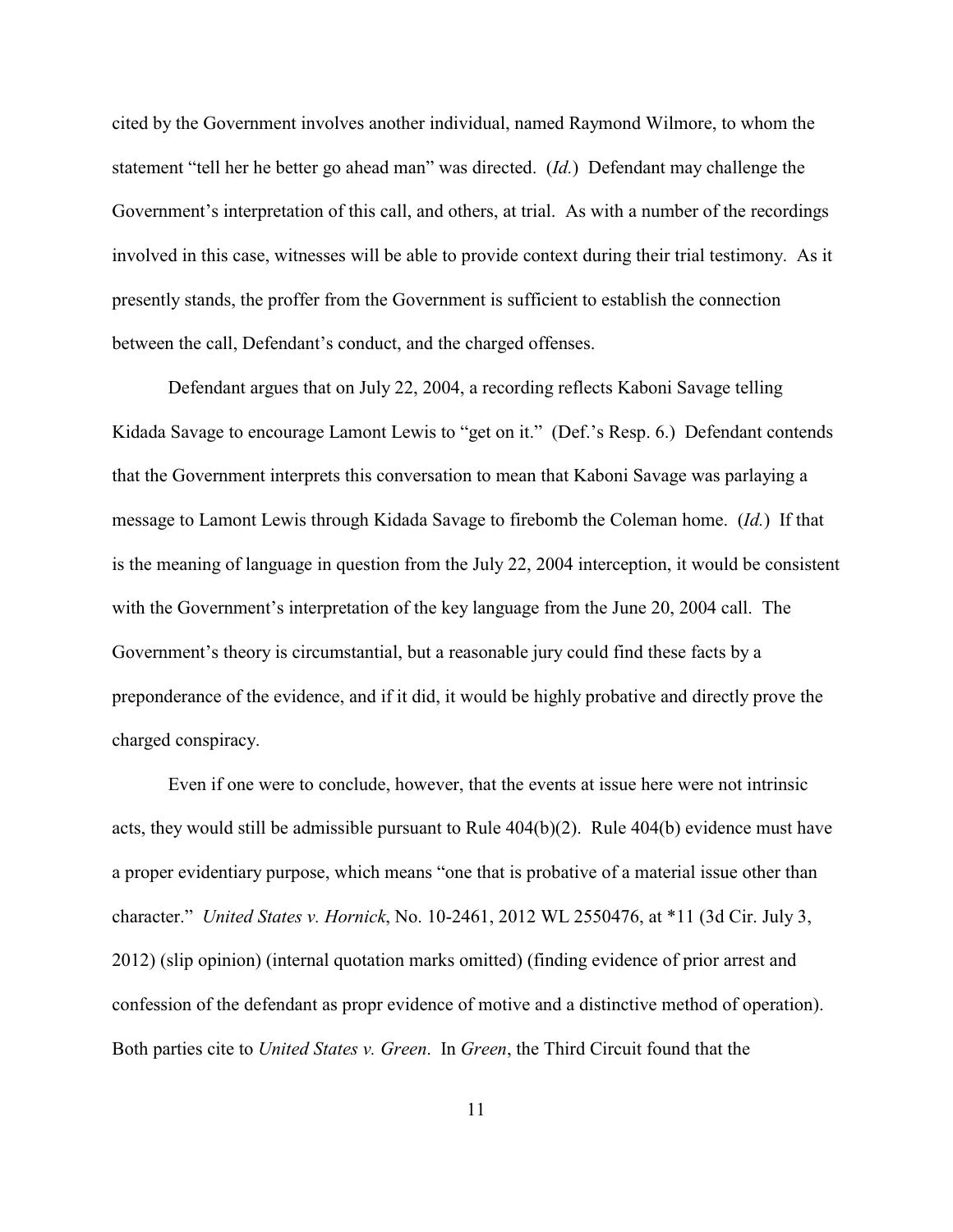cited by the Government involves another individual, named Raymond Wilmore, to whom the statement "tell her he better go ahead man" was directed. (*Id.*) Defendant may challenge the Government's interpretation of this call, and others, at trial. As with a number of the recordings involved in this case, witnesses will be able to provide context during their trial testimony. As it presently stands, the proffer from the Government is sufficient to establish the connection between the call, Defendant's conduct, and the charged offenses.

Defendant argues that on July 22, 2004, a recording reflects Kaboni Savage telling Kidada Savage to encourage Lamont Lewis to "get on it." (Def.'s Resp. 6.) Defendant contends that the Government interprets this conversation to mean that Kaboni Savage was parlaying a message to Lamont Lewis through Kidada Savage to firebomb the Coleman home. (*Id.*) If that is the meaning of language in question from the July 22, 2004 interception, it would be consistent with the Government's interpretation of the key language from the June 20, 2004 call. The Government's theory is circumstantial, but a reasonable jury could find these facts by a preponderance of the evidence, and if it did, it would be highly probative and directly prove the charged conspiracy.

Even if one were to conclude, however, that the events at issue here were not intrinsic acts, they would still be admissible pursuant to Rule 404(b)(2). Rule 404(b) evidence must have a proper evidentiary purpose, which means "one that is probative of a material issue other than character." *United States v. Hornick*, No. 10-2461, 2012 WL 2550476, at *11 (3d Cir. July 3, 2012) (slip opinion) (internal quotation marks omitted) (finding evidence of prior arrest and confession of the defendant as propr evidence of motive and a distinctive method of operation). Both parties cite to *United States v. Green*. In *Green*, the Third Circuit found that the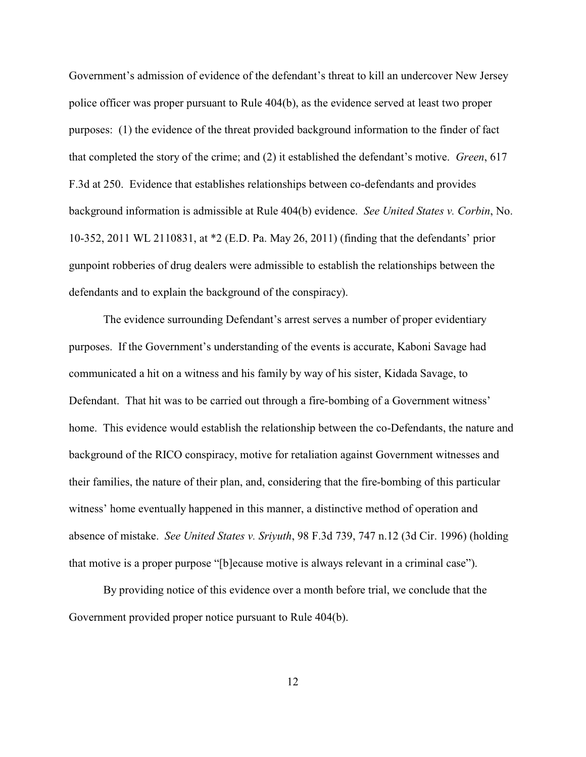Government's admission of evidence of the defendant's threat to kill an undercover New Jersey police officer was proper pursuant to Rule 404(b), as the evidence served at least two proper purposes: (1) the evidence of the threat provided background information to the finder of fact that completed the story of the crime; and (2) it established the defendant's motive. *Green*, 617 F.3d at 250. Evidence that establishes relationships between co-defendants and provides background information is admissible at Rule 404(b) evidence. *See United States v. Corbin*, No. 10-352, 2011 WL 2110831, at *2 (E.D. Pa. May 26, 2011) (finding that the defendants' prior gunpoint robberies of drug dealers were admissible to establish the relationships between the defendants and to explain the background of the conspiracy).

The evidence surrounding Defendant's arrest serves a number of proper evidentiary purposes. If the Government's understanding of the events is accurate, Kaboni Savage had communicated a hit on a witness and his family by way of his sister, Kidada Savage, to Defendant. That hit was to be carried out through a fire-bombing of a Government witness' home. This evidence would establish the relationship between the co-Defendants, the nature and background of the RICO conspiracy, motive for retaliation against Government witnesses and their families, the nature of their plan, and, considering that the fire-bombing of this particular witness' home eventually happened in this manner, a distinctive method of operation and absence of mistake. *See United States v. Sriyuth*, 98 F.3d 739, 747 n.12 (3d Cir. 1996) (holding that motive is a proper purpose "[b]ecause motive is always relevant in a criminal case").

By providing notice of this evidence over a month before trial, we conclude that the Government provided proper notice pursuant to Rule 404(b).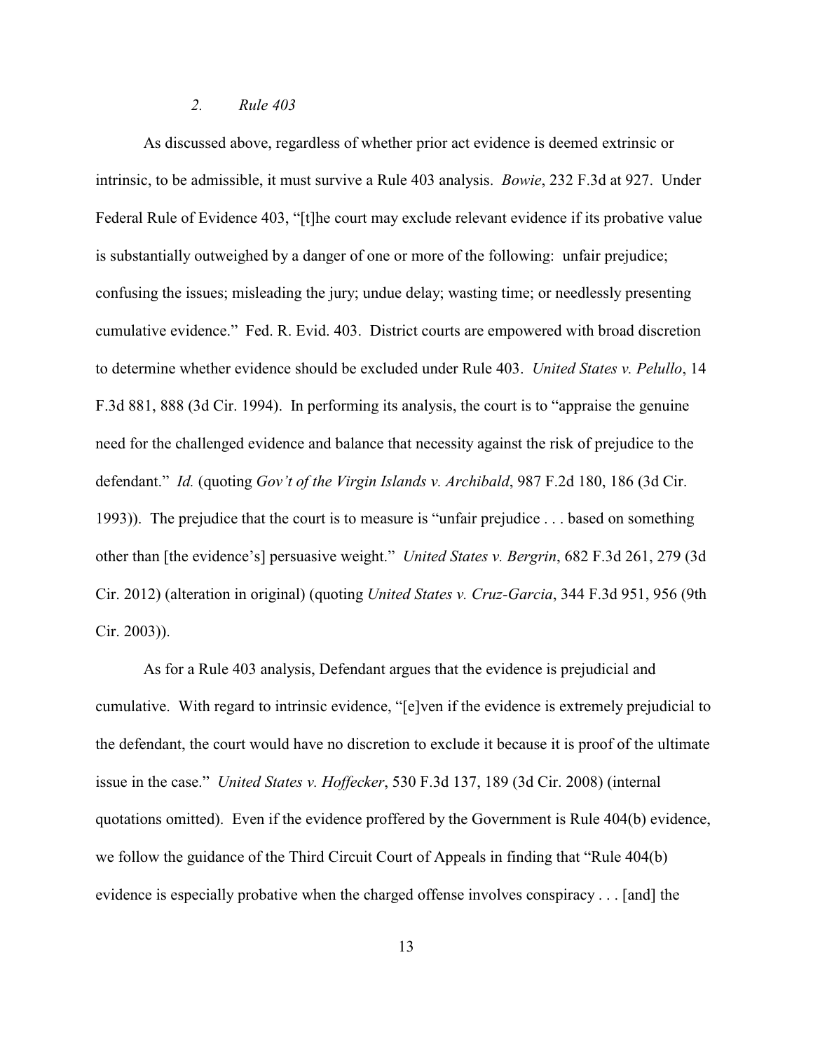### *2. Rule 403*

As discussed above, regardless of whether prior act evidence is deemed extrinsic or intrinsic, to be admissible, it must survive a Rule 403 analysis. *Bowie*, 232 F.3d at 927. Under Federal Rule of Evidence 403, "[t]he court may exclude relevant evidence if its probative value is substantially outweighed by a danger of one or more of the following: unfair prejudice; confusing the issues; misleading the jury; undue delay; wasting time; or needlessly presenting cumulative evidence." Fed. R. Evid. 403. District courts are empowered with broad discretion to determine whether evidence should be excluded under Rule 403. *United States v. Pelullo*, 14 F.3d 881, 888 (3d Cir. 1994). In performing its analysis, the court is to "appraise the genuine need for the challenged evidence and balance that necessity against the risk of prejudice to the defendant." *Id.* (quoting *Gov't of the Virgin Islands v. Archibald*, 987 F.2d 180, 186 (3d Cir. 1993)). The prejudice that the court is to measure is "unfair prejudice . . . based on something other than [the evidence's] persuasive weight." *United States v. Bergrin*, 682 F.3d 261, 279 (3d Cir. 2012) (alteration in original) (quoting *United States v. Cruz-Garcia*, 344 F.3d 951, 956 (9th Cir. 2003)).

As for a Rule 403 analysis, Defendant argues that the evidence is prejudicial and cumulative. With regard to intrinsic evidence, "[e]ven if the evidence is extremely prejudicial to the defendant, the court would have no discretion to exclude it because it is proof of the ultimate issue in the case." *United States v. Hoffecker*, 530 F.3d 137, 189 (3d Cir. 2008) (internal quotations omitted). Even if the evidence proffered by the Government is Rule 404(b) evidence, we follow the guidance of the Third Circuit Court of Appeals in finding that "Rule 404(b) evidence is especially probative when the charged offense involves conspiracy . . . [and] the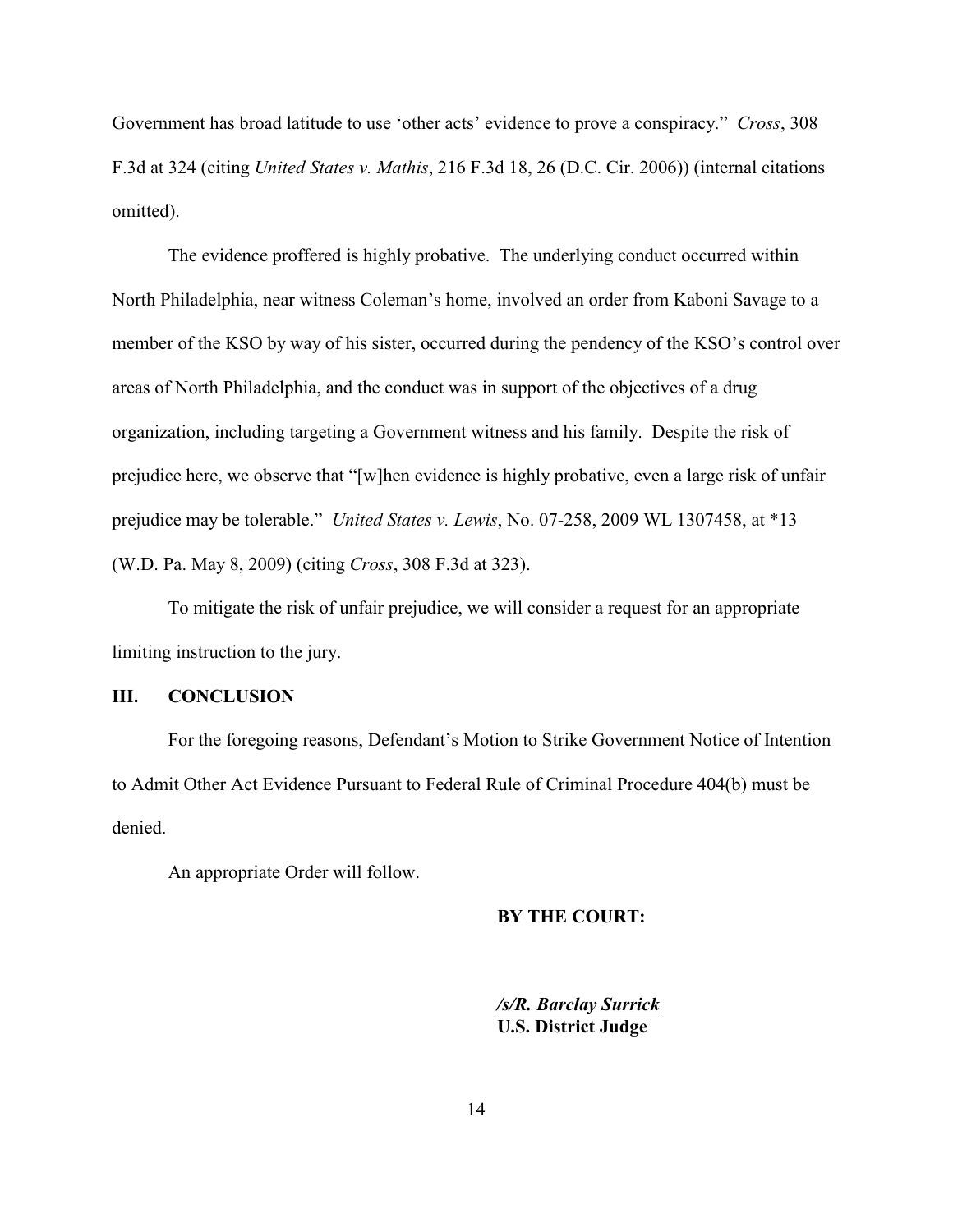Government has broad latitude to use 'other acts' evidence to prove a conspiracy." *Cross*, 308 F.3d at 324 (citing *United States v. Mathis*, 216 F.3d 18, 26 (D.C. Cir. 2006)) (internal citations omitted).

The evidence proffered is highly probative. The underlying conduct occurred within North Philadelphia, near witness Coleman's home, involved an order from Kaboni Savage to a member of the KSO by way of his sister, occurred during the pendency of the KSO's control over areas of North Philadelphia, and the conduct was in support of the objectives of a drug organization, including targeting a Government witness and his family. Despite the risk of prejudice here, we observe that "[w]hen evidence is highly probative, even a large risk of unfair prejudice may be tolerable." *United States v. Lewis*, No. 07-258, 2009 WL 1307458, at *13 (W.D. Pa. May 8, 2009) (citing *Cross*, 308 F.3d at 323).

To mitigate the risk of unfair prejudice, we will consider a request for an appropriate limiting instruction to the jury.

## III. CONCLUSION

For the foregoing reasons, Defendant's Motion to Strike Government Notice of Intention to Admit Other Act Evidence Pursuant to Federal Rule of Criminal Procedure 404(b) must be denied.

An appropriate Order will follow.

**BY THE COURT:**

***/s/R. Barclay Surrick***
**U.S. District Judge**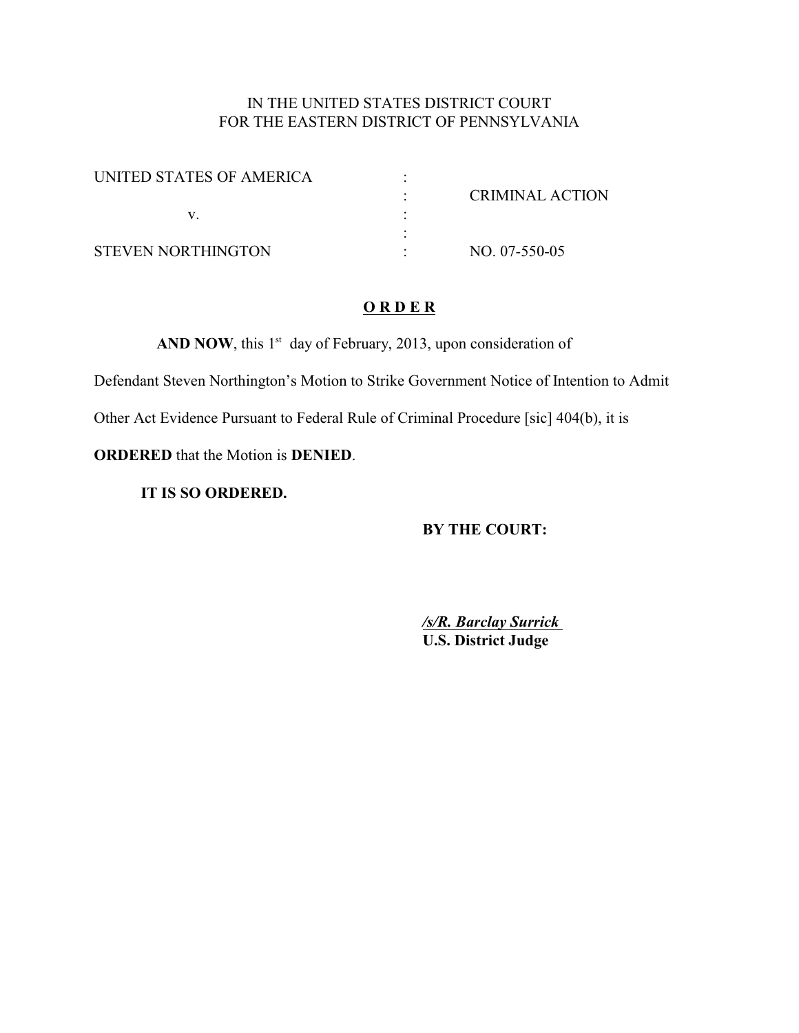IN THE UNITED STATES DISTRICT COURT
FOR THE EASTERN DISTRICT OF PENNSYLVANIA

| | | |
|---|---|---|
| UNITED STATES OF AMERICA | : | |
| | : | CRIMINAL ACTION |
| v. | : | |
| | : | |
| STEVEN NORTHINGTON | : | NO. 07-550-05 |

**O R D E R**

**AND NOW**, this 1st day of February, 2013, upon consideration of Defendant Steven Northington's Motion to Strike Government Notice of Intention to Admit Other Act Evidence Pursuant to Federal Rule of Criminal Procedure [sic] 404(b), it is **ORDERED** that the Motion is **DENIED**.

**IT IS SO ORDERED.**

**BY THE COURT:**

***/s/R. Barclay Surrick***
**U.S. District Judge**